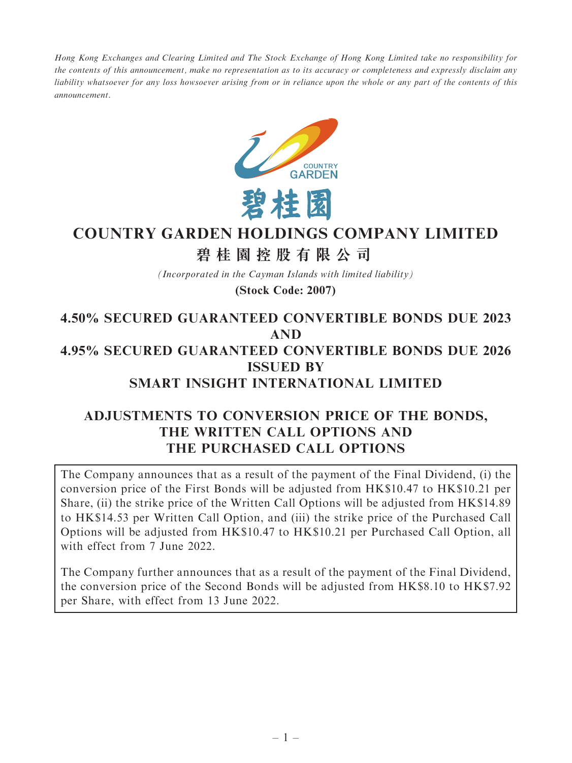*Hong Kong Exchanges and Clearing Limited and The Stock Exchange of Hong Kong Limited take no responsibility for the contents of this announcement, make no representation as to its accuracy or completeness and expressly disclaim any liability whatsoever for any loss howsoever arising from or in reliance upon the whole or any part of the contents of this announcement.*

# COUNTRY GARDEN HOLDINGS COMPANY LIMITED

# 碧桂園控股有限公司

*(Incorporated in the Cayman Islands with limited liability)*

**(Stock Code: 2007)**

## 4.50% SECURED GUARANTEED CONVERTIBLE BONDS DUE 2023 AND 4.95% SECURED GUARANTEED CONVERTIBLE BONDS DUE 2026 ISSUED BY SMART INSIGHT INTERNATIONAL LIMITED

## ADJUSTMENTS TO CONVERSION PRICE OF THE BONDS, THE WRITTEN CALL OPTIONS AND THE PURCHASED CALL OPTIONS

The Company announces that as a result of the payment of the Final Dividend, (i) the conversion price of the First Bonds will be adjusted from HK$10.47 to HK$10.21 per Share, (ii) the strike price of the Written Call Options will be adjusted from HK$14.89 to HK$14.53 per Written Call Option, and (iii) the strike price of the Purchased Call Options will be adjusted from HK$10.47 to HK$10.21 per Purchased Call Option, all with effect from 7 June 2022.

The Company further announces that as a result of the payment of the Final Dividend, the conversion price of the Second Bonds will be adjusted from HK$8.10 to HK$7.92 per Share, with effect from 13 June 2022.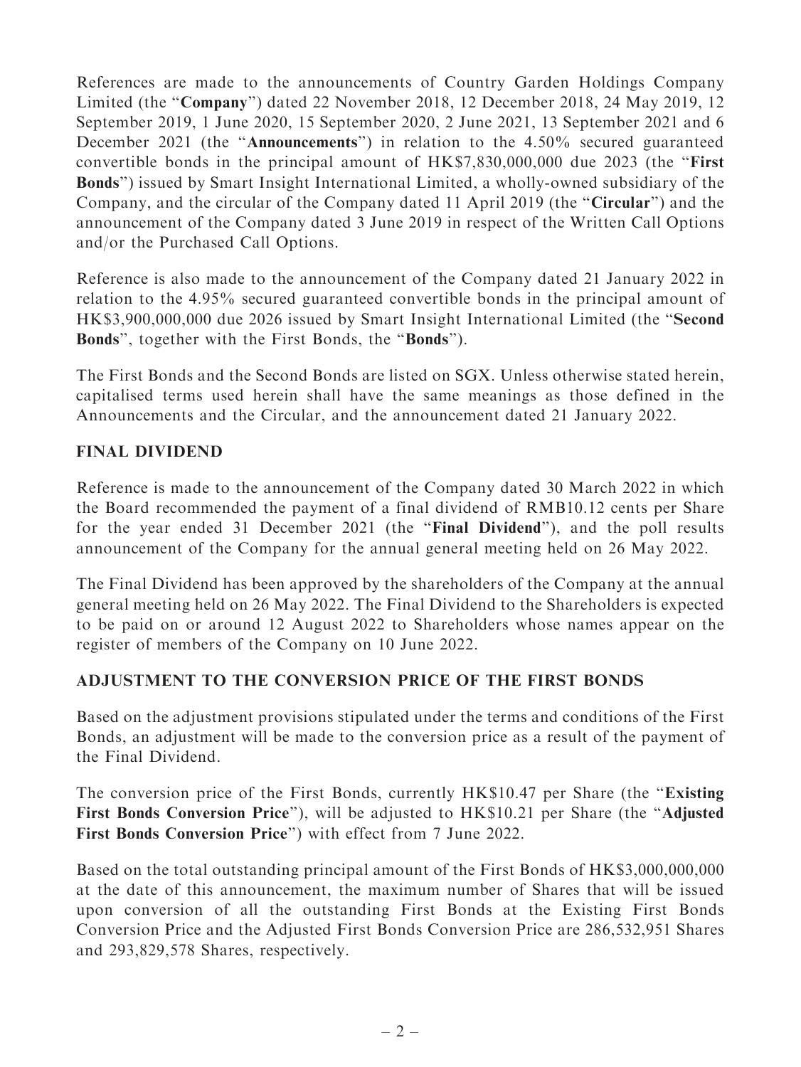References are made to the announcements of Country Garden Holdings Company Limited (the "**Company**") dated 22 November 2018, 12 December 2018, 24 May 2019, 12 September 2019, 1 June 2020, 15 September 2020, 2 June 2021, 13 September 2021 and 6 December 2021 (the "**Announcements**") in relation to the 4.50% secured guaranteed convertible bonds in the principal amount of HK$7,830,000,000 due 2023 (the "**First Bonds**") issued by Smart Insight International Limited, a wholly-owned subsidiary of the Company, and the circular of the Company dated 11 April 2019 (the "**Circular**") and the announcement of the Company dated 3 June 2019 in respect of the Written Call Options and/or the Purchased Call Options.

Reference is also made to the announcement of the Company dated 21 January 2022 in relation to the 4.95% secured guaranteed convertible bonds in the principal amount of HK$3,900,000,000 due 2026 issued by Smart Insight International Limited (the "**Second Bonds**", together with the First Bonds, the "**Bonds**").

The First Bonds and the Second Bonds are listed on SGX. Unless otherwise stated herein, capitalised terms used herein shall have the same meanings as those defined in the Announcements and the Circular, and the announcement dated 21 January 2022.

## FINAL DIVIDEND

Reference is made to the announcement of the Company dated 30 March 2022 in which the Board recommended the payment of a final dividend of RMB10.12 cents per Share for the year ended 31 December 2021 (the "**Final Dividend**"), and the poll results announcement of the Company for the annual general meeting held on 26 May 2022.

The Final Dividend has been approved by the shareholders of the Company at the annual general meeting held on 26 May 2022. The Final Dividend to the Shareholders is expected to be paid on or around 12 August 2022 to Shareholders whose names appear on the register of members of the Company on 10 June 2022.

## ADJUSTMENT TO THE CONVERSION PRICE OF THE FIRST BONDS

Based on the adjustment provisions stipulated under the terms and conditions of the First Bonds, an adjustment will be made to the conversion price as a result of the payment of the Final Dividend.

The conversion price of the First Bonds, currently HK$10.47 per Share (the "**Existing First Bonds Conversion Price**"), will be adjusted to HK$10.21 per Share (the "**Adjusted First Bonds Conversion Price**") with effect from 7 June 2022.

Based on the total outstanding principal amount of the First Bonds of HK$3,000,000,000 at the date of this announcement, the maximum number of Shares that will be issued upon conversion of all the outstanding First Bonds at the Existing First Bonds Conversion Price and the Adjusted First Bonds Conversion Price are 286,532,951 Shares and 293,829,578 Shares, respectively.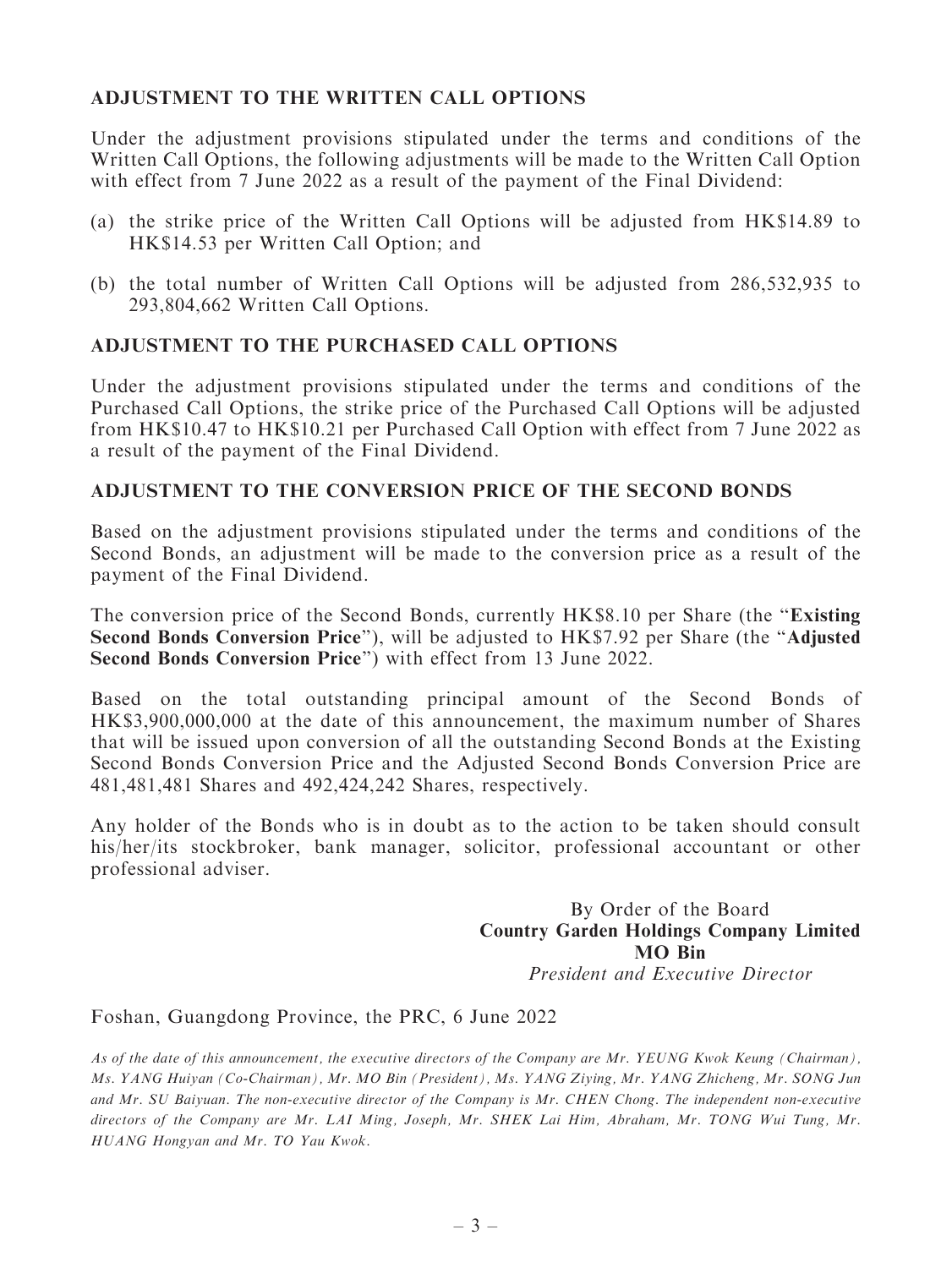## ADJUSTMENT TO THE WRITTEN CALL OPTIONS

Under the adjustment provisions stipulated under the terms and conditions of the Written Call Options, the following adjustments will be made to the Written Call Option with effect from 7 June 2022 as a result of the payment of the Final Dividend:

(a) the strike price of the Written Call Options will be adjusted from HK$14.89 to HK$14.53 per Written Call Option; and

(b) the total number of Written Call Options will be adjusted from 286,532,935 to 293,804,662 Written Call Options.

## ADJUSTMENT TO THE PURCHASED CALL OPTIONS

Under the adjustment provisions stipulated under the terms and conditions of the Purchased Call Options, the strike price of the Purchased Call Options will be adjusted from HK$10.47 to HK$10.21 per Purchased Call Option with effect from 7 June 2022 as a result of the payment of the Final Dividend.

## ADJUSTMENT TO THE CONVERSION PRICE OF THE SECOND BONDS

Based on the adjustment provisions stipulated under the terms and conditions of the Second Bonds, an adjustment will be made to the conversion price as a result of the payment of the Final Dividend.

The conversion price of the Second Bonds, currently HK$8.10 per Share (the "**Existing Second Bonds Conversion Price**"), will be adjusted to HK$7.92 per Share (the "**Adjusted Second Bonds Conversion Price**") with effect from 13 June 2022.

Based on the total outstanding principal amount of the Second Bonds of HK$3,900,000,000 at the date of this announcement, the maximum number of Shares that will be issued upon conversion of all the outstanding Second Bonds at the Existing Second Bonds Conversion Price and the Adjusted Second Bonds Conversion Price are 481,481,481 Shares and 492,424,242 Shares, respectively.

Any holder of the Bonds who is in doubt as to the action to be taken should consult his/her/its stockbroker, bank manager, solicitor, professional accountant or other professional adviser.

By Order of the Board
**Country Garden Holdings Company Limited**
**MO Bin**
*President and Executive Director*

Foshan, Guangdong Province, the PRC, 6 June 2022

*As of the date of this announcement, the executive directors of the Company are Mr. YEUNG Kwok Keung (Chairman), Ms. YANG Huiyan (Co-Chairman), Mr. MO Bin (President), Ms. YANG Ziying, Mr. YANG Zhicheng, Mr. SONG Jun and Mr. SU Baiyuan. The non-executive director of the Company is Mr. CHEN Chong. The independent non-executive directors of the Company are Mr. LAI Ming, Joseph, Mr. SHEK Lai Him, Abraham, Mr. TONG Wui Tung, Mr. HUANG Hongyan and Mr. TO Yau Kwok.*